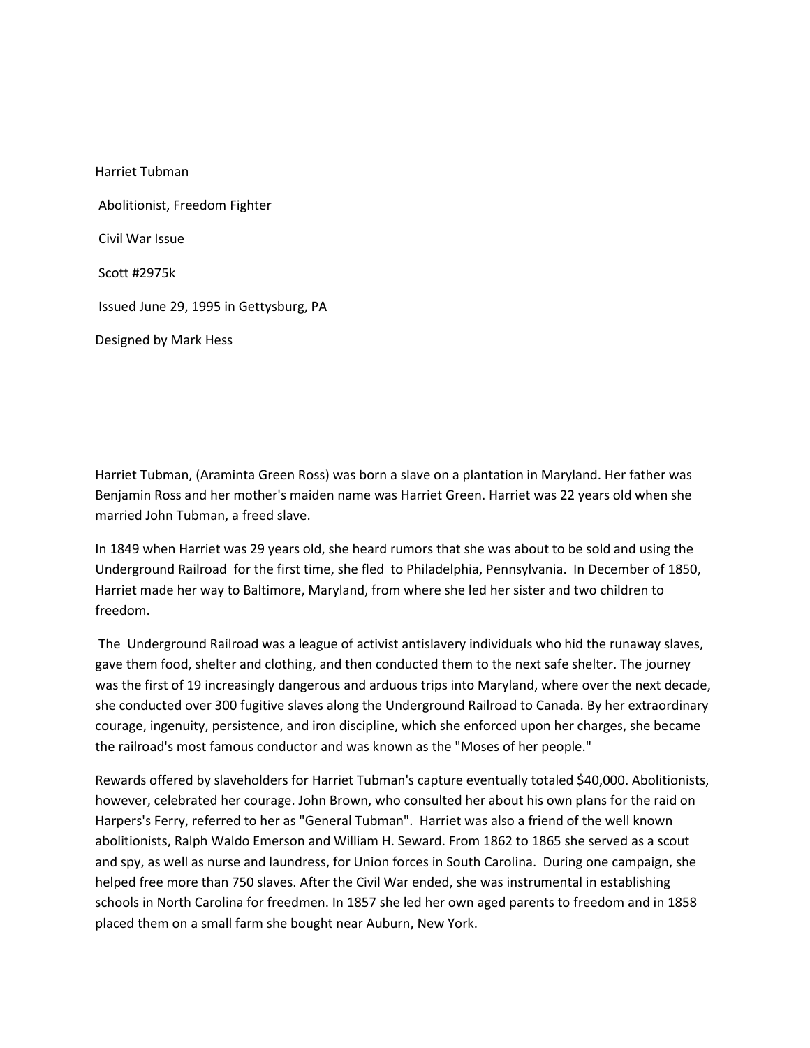Harriet Tubman

Abolitionist, Freedom Fighter

Civil War Issue

Scott #2975k

Issued June 29, 1995 in Gettysburg, PA

Designed by Mark Hess

Harriet Tubman, (Araminta Green Ross) was born a slave on a plantation in Maryland. Her father was Benjamin Ross and her mother's maiden name was Harriet Green. Harriet was 22 years old when she married John Tubman, a freed slave.

In 1849 when Harriet was 29 years old, she heard rumors that she was about to be sold and using the Underground Railroad for the first time, she fled to Philadelphia, Pennsylvania. In December of 1850, Harriet made her way to Baltimore, Maryland, from where she led her sister and two children to freedom.

The Underground Railroad was a league of activist antislavery individuals who hid the runaway slaves, gave them food, shelter and clothing, and then conducted them to the next safe shelter. The journey was the first of 19 increasingly dangerous and arduous trips into Maryland, where over the next decade, she conducted over 300 fugitive slaves along the Underground Railroad to Canada. By her extraordinary courage, ingenuity, persistence, and iron discipline, which she enforced upon her charges, she became the railroad's most famous conductor and was known as the "Moses of her people."

Rewards offered by slaveholders for Harriet Tubman's capture eventually totaled $40,000. Abolitionists, however, celebrated her courage. John Brown, who consulted her about his own plans for the raid on Harpers's Ferry, referred to her as "General Tubman". Harriet was also a friend of the well known abolitionists, Ralph Waldo Emerson and William H. Seward. From 1862 to 1865 she served as a scout and spy, as well as nurse and laundress, for Union forces in South Carolina. During one campaign, she helped free more than 750 slaves. After the Civil War ended, she was instrumental in establishing schools in North Carolina for freedmen. In 1857 she led her own aged parents to freedom and in 1858 placed them on a small farm she bought near Auburn, New York.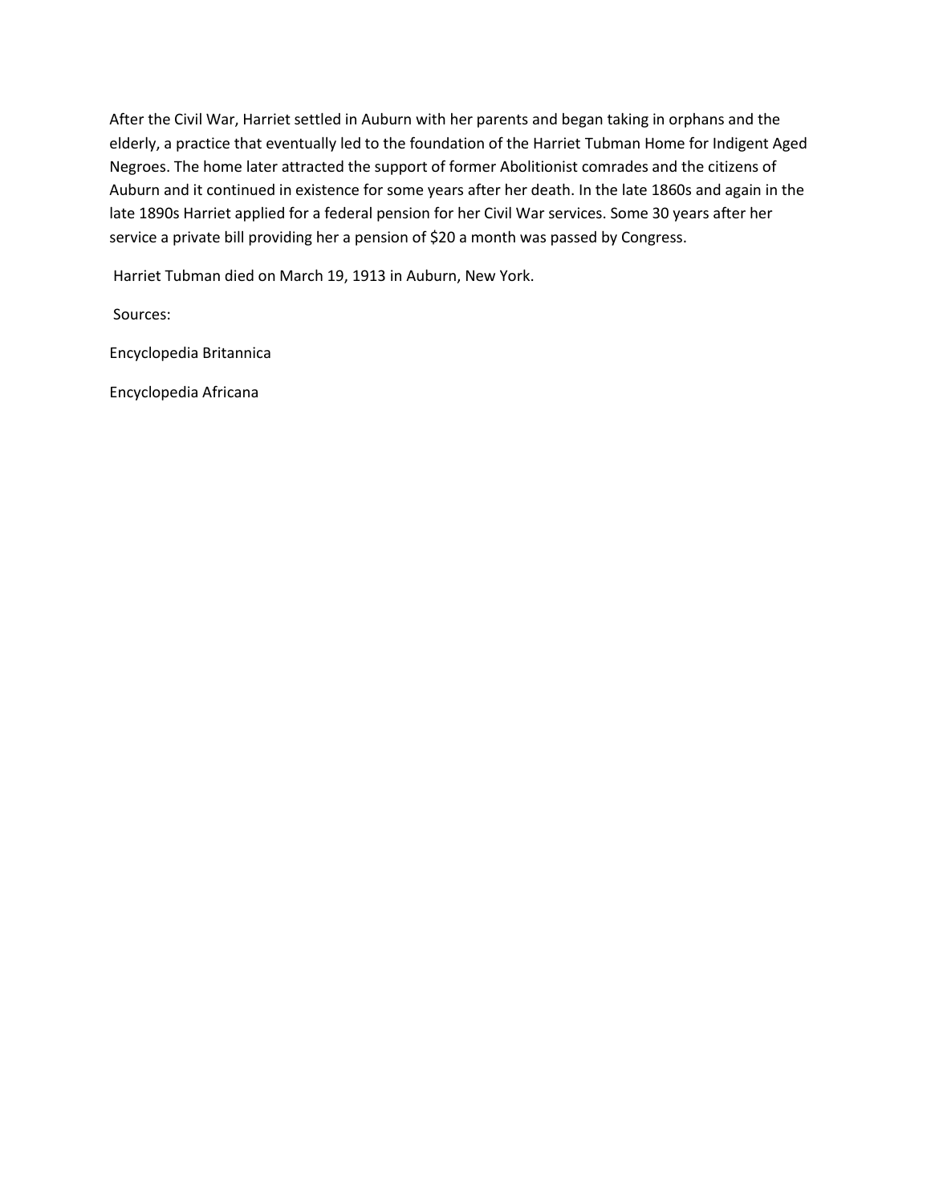After the Civil War, Harriet settled in Auburn with her parents and began taking in orphans and the elderly, a practice that eventually led to the foundation of the Harriet Tubman Home for Indigent Aged Negroes. The home later attracted the support of former Abolitionist comrades and the citizens of Auburn and it continued in existence for some years after her death. In the late 1860s and again in the late 1890s Harriet applied for a federal pension for her Civil War services. Some 30 years after her service a private bill providing her a pension of $20 a month was passed by Congress.

Harriet Tubman died on March 19, 1913 in Auburn, New York.

Sources:

Encyclopedia Britannica

Encyclopedia Africana